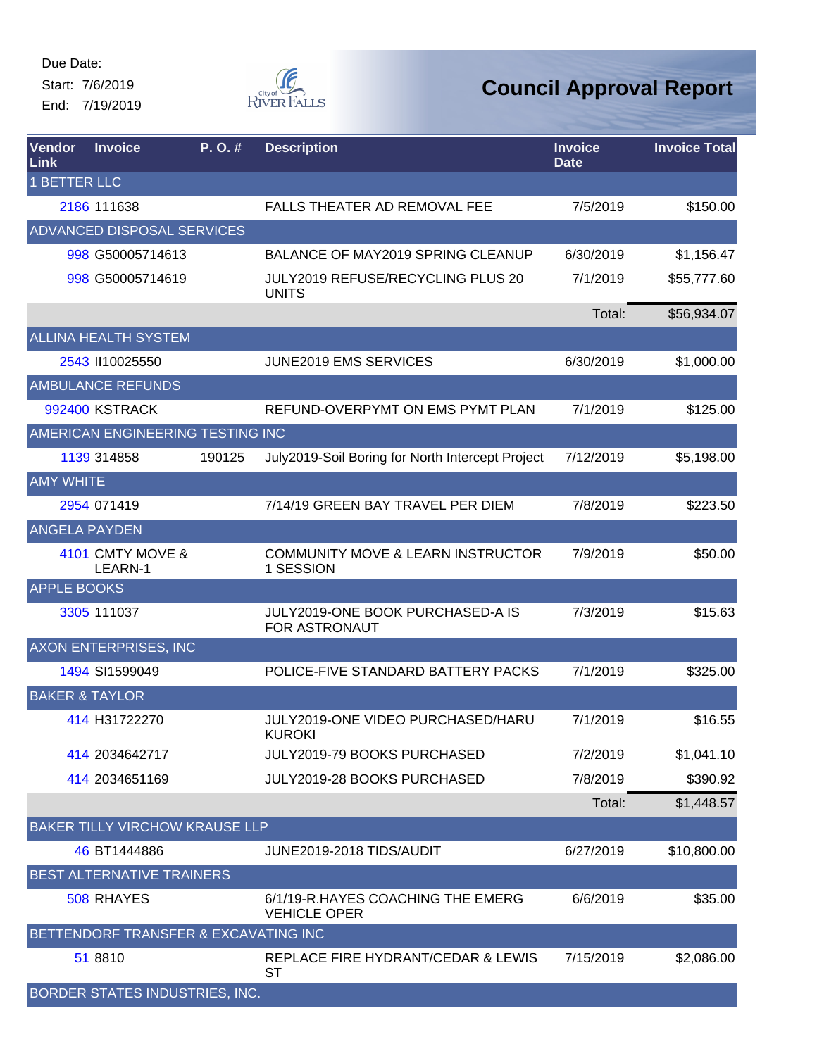Due Date:

Start: 7/6/2019

End: 7/19/2019

City of River Falls

# Council Approval Report

| Vendor Link | Invoice | P. O. # | Description | Invoice Date | Invoice Total |
|---|---|---|---|---|---|
| **1 BETTER LLC** | | | | | |
| 2186 | 111638 | | FALLS THEATER AD REMOVAL FEE | 7/5/2019 | $150.00 |
| **ADVANCED DISPOSAL SERVICES** | | | | | |
| 998 | G50005714613 | | BALANCE OF MAY2019 SPRING CLEANUP | 6/30/2019 | $1,156.47 |
| 998 | G50005714619 | | JULY2019 REFUSE/RECYCLING PLUS 20 UNITS | 7/1/2019 | $55,777.60 |
| | | | | Total: | $56,934.07 |
| **ALLINA HEALTH SYSTEM** | | | | | |
| 2543 | II10025550 | | JUNE2019 EMS SERVICES | 6/30/2019 | $1,000.00 |
| **AMBULANCE REFUNDS** | | | | | |
| 992400 | KSTRACK | | REFUND-OVERPYMT ON EMS PYMT PLAN | 7/1/2019 | $125.00 |
| **AMERICAN ENGINEERING TESTING INC** | | | | | |
| 1139 | 314858 | 190125 | July2019-Soil Boring for North Intercept Project | 7/12/2019 | $5,198.00 |
| **AMY WHITE** | | | | | |
| 2954 | 071419 | | 7/14/19 GREEN BAY TRAVEL PER DIEM | 7/8/2019 | $223.50 |
| **ANGELA PAYDEN** | | | | | |
| 4101 | CMTY MOVE & LEARN-1 | | COMMUNITY MOVE & LEARN INSTRUCTOR 1 SESSION | 7/9/2019 | $50.00 |
| **APPLE BOOKS** | | | | | |
| 3305 | 111037 | | JULY2019-ONE BOOK PURCHASED-A IS FOR ASTRONAUT | 7/3/2019 | $15.63 |
| **AXON ENTERPRISES, INC** | | | | | |
| 1494 | SI1599049 | | POLICE-FIVE STANDARD BATTERY PACKS | 7/1/2019 | $325.00 |
| **BAKER & TAYLOR** | | | | | |
| 414 | H31722270 | | JULY2019-ONE VIDEO PURCHASED/HARU KUROKI | 7/1/2019 | $16.55 |
| 414 | 2034642717 | | JULY2019-79 BOOKS PURCHASED | 7/2/2019 | $1,041.10 |
| 414 | 2034651169 | | JULY2019-28 BOOKS PURCHASED | 7/8/2019 | $390.92 |
| | | | | Total: | $1,448.57 |
| **BAKER TILLY VIRCHOW KRAUSE LLP** | | | | | |
| 46 | BT1444886 | | JUNE2019-2018 TIDS/AUDIT | 6/27/2019 | $10,800.00 |
| **BEST ALTERNATIVE TRAINERS** | | | | | |
| 508 | RHAYES | | 6/1/19-R.HAYES COACHING THE EMERG VEHICLE OPER | 6/6/2019 | $35.00 |
| **BETTENDORF TRANSFER & EXCAVATING INC** | | | | | |
| 51 | 8810 | | REPLACE FIRE HYDRANT/CEDAR & LEWIS ST | 7/15/2019 | $2,086.00 |
| **BORDER STATES INDUSTRIES, INC.** | | | | | |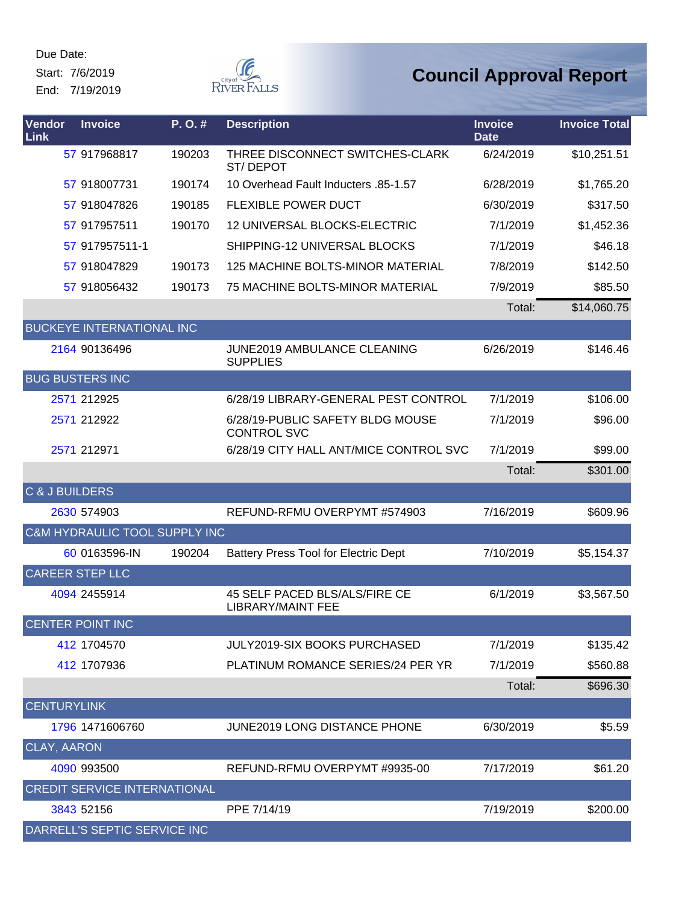Due Date:

Start: 7/6/2019

End: 7/19/2019

# Council Approval Report

| Vendor Link | Invoice | P. O. # | Description | Invoice Date | Invoice Total |
|---|---|---|---|---|---|
| 57 | 917968817 | 190203 | THREE DISCONNECT SWITCHES-CLARK ST/ DEPOT | 6/24/2019 | $10,251.51 |
| 57 | 918007731 | 190174 | 10 Overhead Fault Inducters .85-1.57 | 6/28/2019 | $1,765.20 |
| 57 | 918047826 | 190185 | FLEXIBLE POWER DUCT | 6/30/2019 | $317.50 |
| 57 | 917957511 | 190170 | 12 UNIVERSAL BLOCKS-ELECTRIC | 7/1/2019 | $1,452.36 |
| 57 | 917957511-1 | | SHIPPING-12 UNIVERSAL BLOCKS | 7/1/2019 | $46.18 |
| 57 | 918047829 | 190173 | 125 MACHINE BOLTS-MINOR MATERIAL | 7/8/2019 | $142.50 |
| 57 | 918056432 | 190173 | 75 MACHINE BOLTS-MINOR MATERIAL | 7/9/2019 | $85.50 |
| | | | | Total: | $14,060.75 |
| BUCKEYE INTERNATIONAL INC | | | | | |
| 2164 | 90136496 | | JUNE2019 AMBULANCE CLEANING SUPPLIES | 6/26/2019 | $146.46 |
| BUG BUSTERS INC | | | | | |
| 2571 | 212925 | | 6/28/19 LIBRARY-GENERAL PEST CONTROL | 7/1/2019 | $106.00 |
| 2571 | 212922 | | 6/28/19-PUBLIC SAFETY BLDG MOUSE CONTROL SVC | 7/1/2019 | $96.00 |
| 2571 | 212971 | | 6/28/19 CITY HALL ANT/MICE CONTROL SVC | 7/1/2019 | $99.00 |
| | | | | Total: | $301.00 |
| C & J BUILDERS | | | | | |
| 2630 | 574903 | | REFUND-RFMU OVERPYMT #574903 | 7/16/2019 | $609.96 |
| C&M HYDRAULIC TOOL SUPPLY INC | | | | | |
| 60 | 0163596-IN | 190204 | Battery Press Tool for Electric Dept | 7/10/2019 | $5,154.37 |
| CAREER STEP LLC | | | | | |
| 4094 | 2455914 | | 45 SELF PACED BLS/ALS/FIRE CE LIBRARY/MAINT FEE | 6/1/2019 | $3,567.50 |
| CENTER POINT INC | | | | | |
| 412 | 1704570 | | JULY2019-SIX BOOKS PURCHASED | 7/1/2019 | $135.42 |
| 412 | 1707936 | | PLATINUM ROMANCE SERIES/24 PER YR | 7/1/2019 | $560.88 |
| | | | | Total: | $696.30 |
| CENTURYLINK | | | | | |
| 1796 | 1471606760 | | JUNE2019 LONG DISTANCE PHONE | 6/30/2019 | $5.59 |
| CLAY, AARON | | | | | |
| 4090 | 993500 | | REFUND-RFMU OVERPYMT #9935-00 | 7/17/2019 | $61.20 |
| CREDIT SERVICE INTERNATIONAL | | | | | |
| 3843 | 52156 | | PPE 7/14/19 | 7/19/2019 | $200.00 |
| DARRELL'S SEPTIC SERVICE INC | | | | | |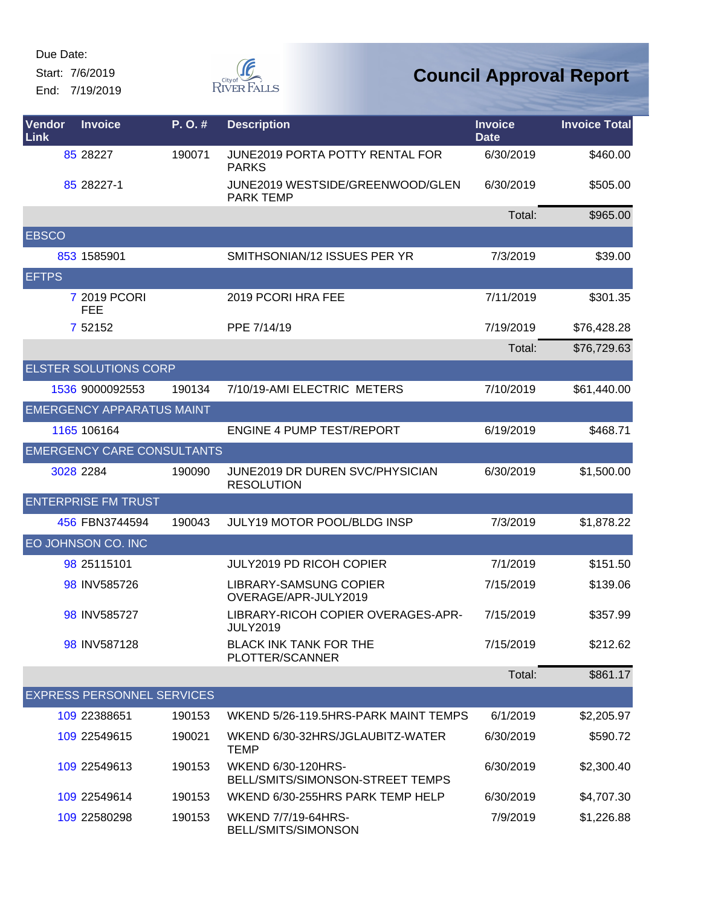Due Date:
Start: 7/6/2019
End: 7/19/2019

# Council Approval Report

| Vendor Link | Invoice | P. O. # | Description | Invoice Date | Invoice Total |
|---|---|---|---|---|---|
| 85 | 28227 | 190071 | JUNE2019 PORTA POTTY RENTAL FOR PARKS | 6/30/2019 | $460.00 |
| 85 | 28227-1 | | JUNE2019 WESTSIDE/GREENWOOD/GLEN PARK TEMP | 6/30/2019 | $505.00 |
| | | | | Total: | $965.00 |
| EBSCO | | | | | |
| 853 | 1585901 | | SMITHSONIAN/12 ISSUES PER YR | 7/3/2019 | $39.00 |
| EFTPS | | | | | |
| 7 | 2019 PCORI FEE | | 2019 PCORI HRA FEE | 7/11/2019 | $301.35 |
| 7 | 52152 | | PPE 7/14/19 | 7/19/2019 | $76,428.28 |
| | | | | Total: | $76,729.63 |
| ELSTER SOLUTIONS CORP | | | | | |
| 1536 | 9000092553 | 190134 | 7/10/19-AMI ELECTRIC METERS | 7/10/2019 | $61,440.00 |
| EMERGENCY APPARATUS MAINT | | | | | |
| 1165 | 106164 | | ENGINE 4 PUMP TEST/REPORT | 6/19/2019 | $468.71 |
| EMERGENCY CARE CONSULTANTS | | | | | |
| 3028 | 2284 | 190090 | JUNE2019 DR DUREN SVC/PHYSICIAN RESOLUTION | 6/30/2019 | $1,500.00 |
| ENTERPRISE FM TRUST | | | | | |
| 456 | FBN3744594 | 190043 | JULY19 MOTOR POOL/BLDG INSP | 7/3/2019 | $1,878.22 |
| EO JOHNSON CO. INC | | | | | |
| 98 | 25115101 | | JULY2019 PD RICOH COPIER | 7/1/2019 | $151.50 |
| 98 | INV585726 | | LIBRARY-SAMSUNG COPIER OVERAGE/APR-JULY2019 | 7/15/2019 | $139.06 |
| 98 | INV585727 | | LIBRARY-RICOH COPIER OVERAGES-APR-JULY2019 | 7/15/2019 | $357.99 |
| 98 | INV587128 | | BLACK INK TANK FOR THE PLOTTER/SCANNER | 7/15/2019 | $212.62 |
| | | | | Total: | $861.17 |
| EXPRESS PERSONNEL SERVICES | | | | | |
| 109 | 22388651 | 190153 | WKEND 5/26-119.5HRS-PARK MAINT TEMPS | 6/1/2019 | $2,205.97 |
| 109 | 22549615 | 190021 | WKEND 6/30-32HRS/JGLAUBITZ-WATER TEMP | 6/30/2019 | $590.72 |
| 109 | 22549613 | 190153 | WKEND 6/30-120HRS-BELL/SMITS/SIMONSON-STREET TEMPS | 6/30/2019 | $2,300.40 |
| 109 | 22549614 | 190153 | WKEND 6/30-255HRS PARK TEMP HELP | 6/30/2019 | $4,707.30 |
| 109 | 22580298 | 190153 | WKEND 7/7/19-64HRS-BELL/SMITS/SIMONSON | 7/9/2019 | $1,226.88 |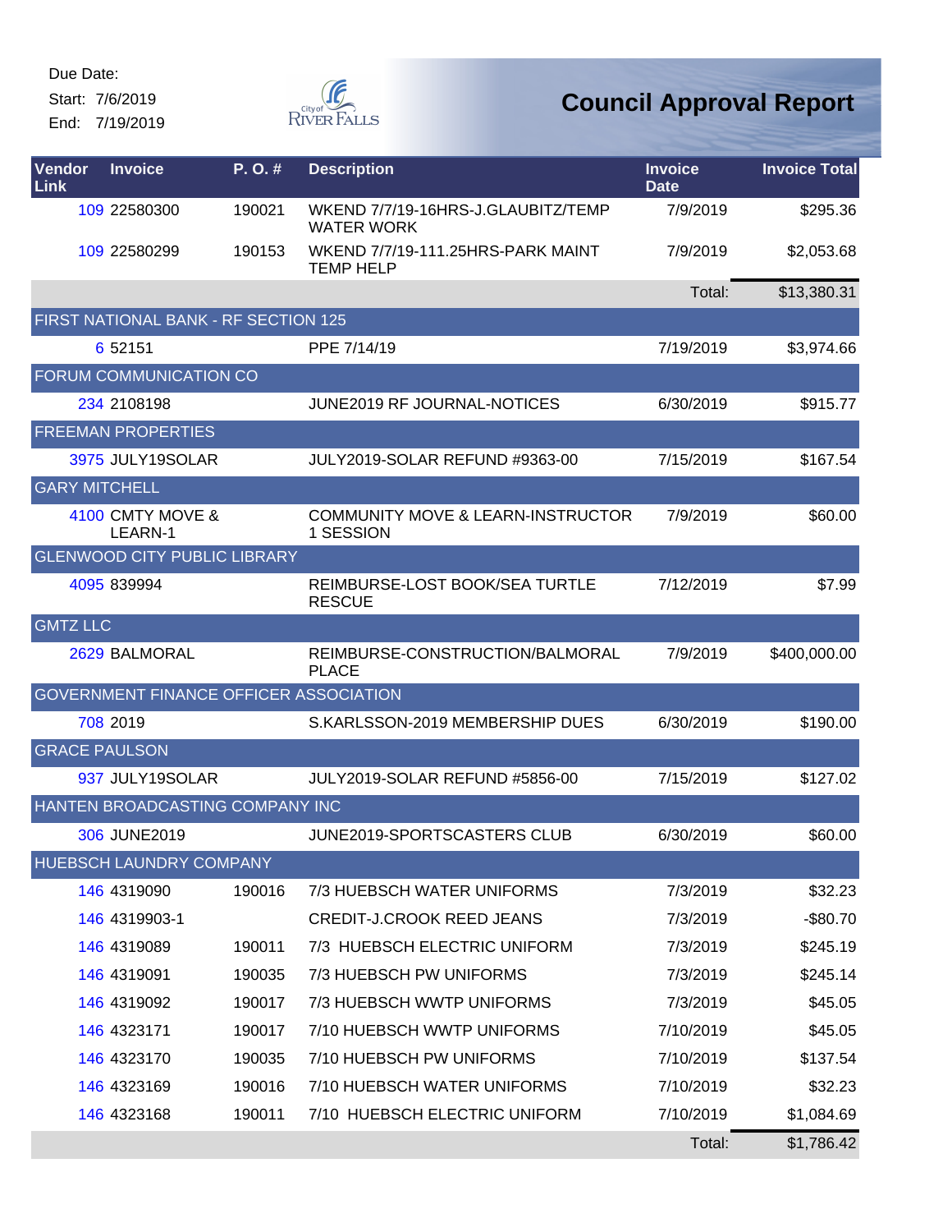Due Date:

Start: 7/6/2019

End: 7/19/2019

# Council Approval Report

| Vendor Link | Invoice | P. O. # | Description | Invoice Date | Invoice Total |
|---|---|---|---|---|---|
| 109 | 22580300 | 190021 | WKEND 7/7/19-16HRS-J.GLAUBITZ/TEMP WATER WORK | 7/9/2019 | $295.36 |
| 109 | 22580299 | 190153 | WKEND 7/7/19-111.25HRS-PARK MAINT TEMP HELP | 7/9/2019 | $2,053.68 |
| | | | | Total: | $13,380.31 |
| FIRST NATIONAL BANK - RF SECTION 125 | | | | | |
| 6 | 52151 | | PPE 7/14/19 | 7/19/2019 | $3,974.66 |
| FORUM COMMUNICATION CO | | | | | |
| 234 | 2108198 | | JUNE2019 RF JOURNAL-NOTICES | 6/30/2019 | $915.77 |
| FREEMAN PROPERTIES | | | | | |
| 3975 | JULY19SOLAR | | JULY2019-SOLAR REFUND #9363-00 | 7/15/2019 | $167.54 |
| GARY MITCHELL | | | | | |
| 4100 | CMTY MOVE & LEARN-1 | | COMMUNITY MOVE & LEARN-INSTRUCTOR 1 SESSION | 7/9/2019 | $60.00 |
| GLENWOOD CITY PUBLIC LIBRARY | | | | | |
| 4095 | 839994 | | REIMBURSE-LOST BOOK/SEA TURTLE RESCUE | 7/12/2019 | $7.99 |
| GMTZ LLC | | | | | |
| 2629 | BALMORAL | | REIMBURSE-CONSTRUCTION/BALMORAL PLACE | 7/9/2019 | $400,000.00 |
| GOVERNMENT FINANCE OFFICER ASSOCIATION | | | | | |
| 708 | 2019 | | S.KARLSSON-2019 MEMBERSHIP DUES | 6/30/2019 | $190.00 |
| GRACE PAULSON | | | | | |
| 937 | JULY19SOLAR | | JULY2019-SOLAR REFUND #5856-00 | 7/15/2019 | $127.02 |
| HANTEN BROADCASTING COMPANY INC | | | | | |
| 306 | JUNE2019 | | JUNE2019-SPORTSCASTERS CLUB | 6/30/2019 | $60.00 |
| HUEBSCH LAUNDRY COMPANY | | | | | |
| 146 | 4319090 | 190016 | 7/3 HUEBSCH WATER UNIFORMS | 7/3/2019 | $32.23 |
| 146 | 4319903-1 | | CREDIT-J.CROOK REED JEANS | 7/3/2019 | -$80.70 |
| 146 | 4319089 | 190011 | 7/3 HUEBSCH ELECTRIC UNIFORM | 7/3/2019 | $245.19 |
| 146 | 4319091 | 190035 | 7/3 HUEBSCH PW UNIFORMS | 7/3/2019 | $245.14 |
| 146 | 4319092 | 190017 | 7/3 HUEBSCH WWTP UNIFORMS | 7/3/2019 | $45.05 |
| 146 | 4323171 | 190017 | 7/10 HUEBSCH WWTP UNIFORMS | 7/10/2019 | $45.05 |
| 146 | 4323170 | 190035 | 7/10 HUEBSCH PW UNIFORMS | 7/10/2019 | $137.54 |
| 146 | 4323169 | 190016 | 7/10 HUEBSCH WATER UNIFORMS | 7/10/2019 | $32.23 |
| 146 | 4323168 | 190011 | 7/10 HUEBSCH ELECTRIC UNIFORM | 7/10/2019 | $1,084.69 |
| | | | | Total: | $1,786.42 |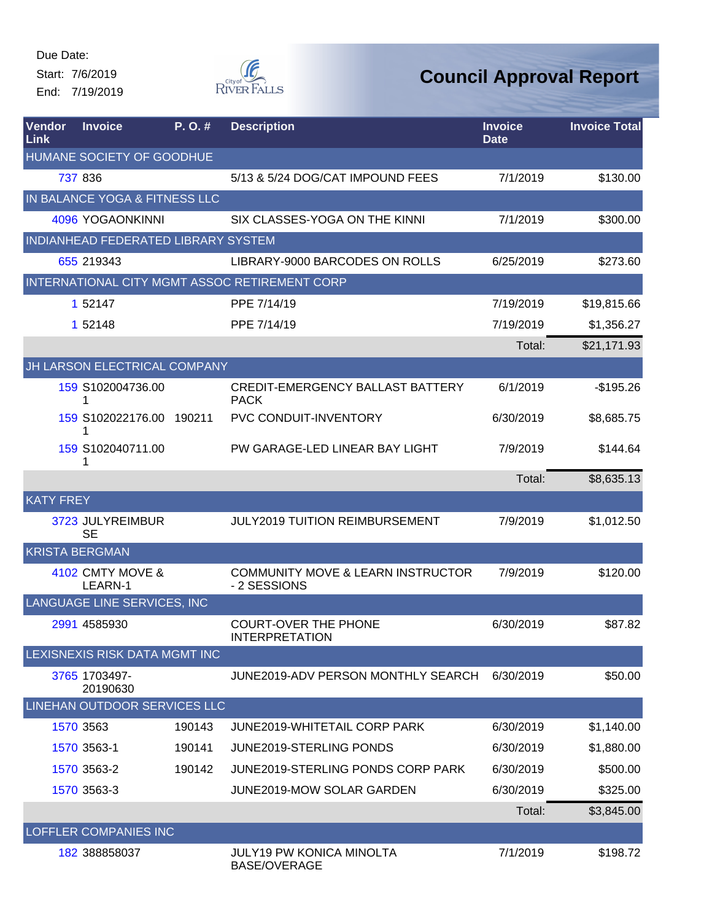Due Date:
Start: 7/6/2019
End: 7/19/2019

City of River Falls

# Council Approval Report

| Vendor Link | Invoice | P. O. # | Description | Invoice Date | Invoice Total |
|---|---|---|---|---|---|
| HUMANE SOCIETY OF GOODHUE | | | | | |
| 737 | 836 | | 5/13 & 5/24 DOG/CAT IMPOUND FEES | 7/1/2019 | $130.00 |
| IN BALANCE YOGA & FITNESS LLC | | | | | |
| 4096 | YOGAONKINNI | | SIX CLASSES-YOGA ON THE KINNI | 7/1/2019 | $300.00 |
| INDIANHEAD FEDERATED LIBRARY SYSTEM | | | | | |
| 655 | 219343 | | LIBRARY-9000 BARCODES ON ROLLS | 6/25/2019 | $273.60 |
| INTERNATIONAL CITY MGMT ASSOC RETIREMENT CORP | | | | | |
| 1 | 52147 | | PPE 7/14/19 | 7/19/2019 | $19,815.66 |
| 1 | 52148 | | PPE 7/14/19 | 7/19/2019 | $1,356.27 |
| | | | | Total: | $21,171.93 |
| JH LARSON ELECTRICAL COMPANY | | | | | |
| 159 | S102004736.001 | | CREDIT-EMERGENCY BALLAST BATTERY PACK | 6/1/2019 | -$195.26 |
| 159 | S102022176.001 | 190211 | PVC CONDUIT-INVENTORY | 6/30/2019 | $8,685.75 |
| 159 | S102040711.001 | | PW GARAGE-LED LINEAR BAY LIGHT | 7/9/2019 | $144.64 |
| | | | | Total: | $8,635.13 |
| KATY FREY | | | | | |
| 3723 | JULYREIMBURSE | | JULY2019 TUITION REIMBURSEMENT | 7/9/2019 | $1,012.50 |
| KRISTA BERGMAN | | | | | |
| 4102 | CMTY MOVE & LEARN-1 | | COMMUNITY MOVE & LEARN INSTRUCTOR - 2 SESSIONS | 7/9/2019 | $120.00 |
| LANGUAGE LINE SERVICES, INC | | | | | |
| 2991 | 4585930 | | COURT-OVER THE PHONE INTERPRETATION | 6/30/2019 | $87.82 |
| LEXISNEXIS RISK DATA MGMT INC | | | | | |
| 3765 | 1703497-20190630 | | JUNE2019-ADV PERSON MONTHLY SEARCH | 6/30/2019 | $50.00 |
| LINEHAN OUTDOOR SERVICES LLC | | | | | |
| 1570 | 3563 | 190143 | JUNE2019-WHITETAIL CORP PARK | 6/30/2019 | $1,140.00 |
| 1570 | 3563-1 | 190141 | JUNE2019-STERLING PONDS | 6/30/2019 | $1,880.00 |
| 1570 | 3563-2 | 190142 | JUNE2019-STERLING PONDS CORP PARK | 6/30/2019 | $500.00 |
| 1570 | 3563-3 | | JUNE2019-MOW SOLAR GARDEN | 6/30/2019 | $325.00 |
| | | | | Total: | $3,845.00 |
| LOFFLER COMPANIES INC | | | | | |
| 182 | 388858037 | | JULY19 PW KONICA MINOLTA BASE/OVERAGE | 7/1/2019 | $198.72 |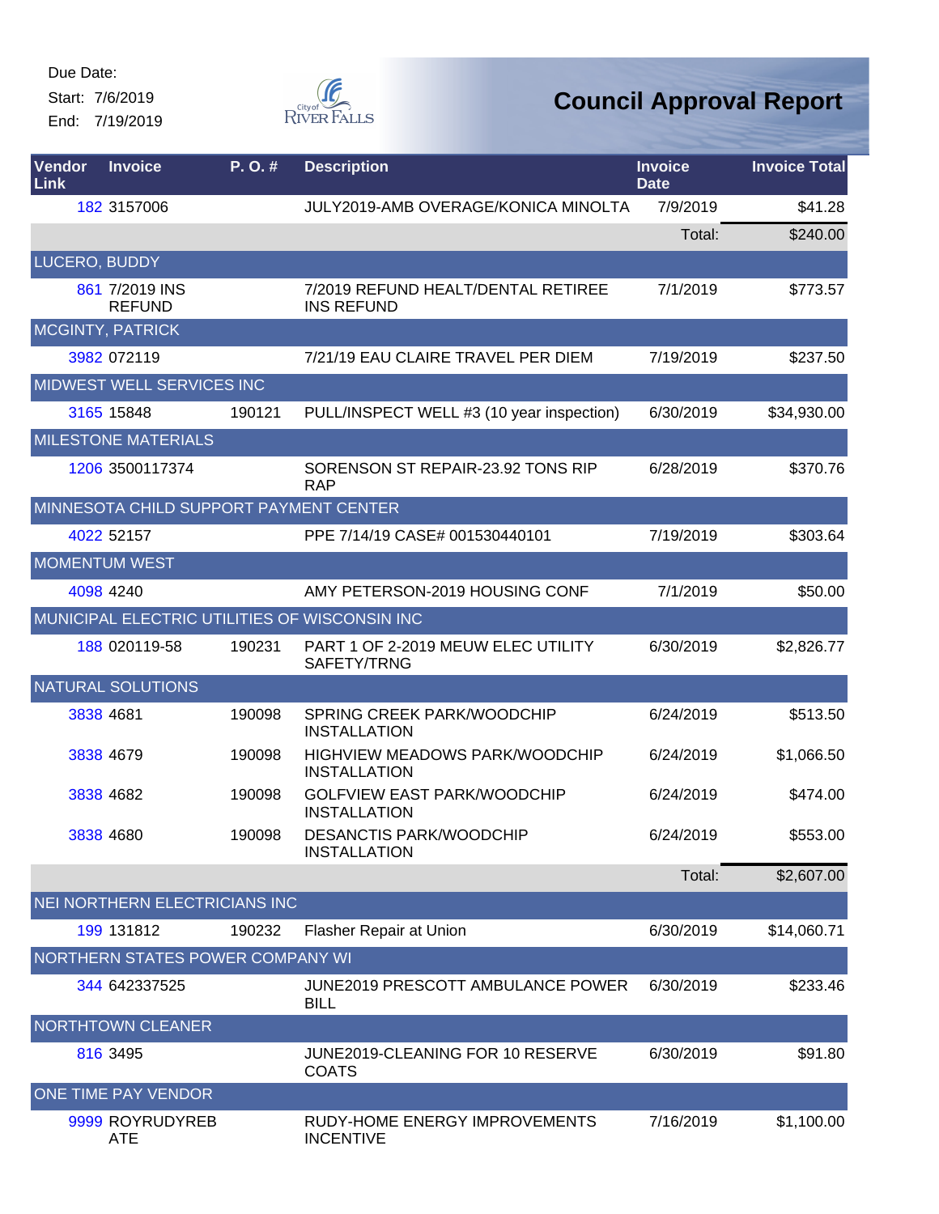Due Date:

Start: 7/6/2019

End: 7/19/2019

City of River Falls

# Council Approval Report

| Vendor Link | Invoice | P. O. # | Description | Invoice Date | Invoice Total |
|---|---|---|---|---|---|
| 182 | 3157006 | | JULY2019-AMB OVERAGE/KONICA MINOLTA | 7/9/2019 | $41.28 |
| | | | | Total: | $240.00 |
| LUCERO, BUDDY | | | | | |
| 861 | 7/2019 INS REFUND | | 7/2019 REFUND HEALT/DENTAL RETIREE INS REFUND | 7/1/2019 | $773.57 |
| MCGINTY, PATRICK | | | | | |
| 3982 | 072119 | | 7/21/19 EAU CLAIRE TRAVEL PER DIEM | 7/19/2019 | $237.50 |
| MIDWEST WELL SERVICES INC | | | | | |
| 3165 | 15848 | 190121 | PULL/INSPECT WELL #3 (10 year inspection) | 6/30/2019 | $34,930.00 |
| MILESTONE MATERIALS | | | | | |
| 1206 | 3500117374 | | SORENSON ST REPAIR-23.92 TONS RIP RAP | 6/28/2019 | $370.76 |
| MINNESOTA CHILD SUPPORT PAYMENT CENTER | | | | | |
| 4022 | 52157 | | PPE 7/14/19 CASE# 001530440101 | 7/19/2019 | $303.64 |
| MOMENTUM WEST | | | | | |
| 4098 | 4240 | | AMY PETERSON-2019 HOUSING CONF | 7/1/2019 | $50.00 |
| MUNICIPAL ELECTRIC UTILITIES OF WISCONSIN INC | | | | | |
| 188 | 020119-58 | 190231 | PART 1 OF 2-2019 MEUW ELEC UTILITY SAFETY/TRNG | 6/30/2019 | $2,826.77 |
| NATURAL SOLUTIONS | | | | | |
| 3838 | 4681 | 190098 | SPRING CREEK PARK/WOODCHIP INSTALLATION | 6/24/2019 | $513.50 |
| 3838 | 4679 | 190098 | HIGHVIEW MEADOWS PARK/WOODCHIP INSTALLATION | 6/24/2019 | $1,066.50 |
| 3838 | 4682 | 190098 | GOLFVIEW EAST PARK/WOODCHIP INSTALLATION | 6/24/2019 | $474.00 |
| 3838 | 4680 | 190098 | DESANCTIS PARK/WOODCHIP INSTALLATION | 6/24/2019 | $553.00 |
| | | | | Total: | $2,607.00 |
| NEI NORTHERN ELECTRICIANS INC | | | | | |
| 199 | 131812 | 190232 | Flasher Repair at Union | 6/30/2019 | $14,060.71 |
| NORTHERN STATES POWER COMPANY WI | | | | | |
| 344 | 642337525 | | JUNE2019 PRESCOTT AMBULANCE POWER BILL | 6/30/2019 | $233.46 |
| NORTHTOWN CLEANER | | | | | |
| 816 | 3495 | | JUNE2019-CLEANING FOR 10 RESERVE COATS | 6/30/2019 | $91.80 |
| ONE TIME PAY VENDOR | | | | | |
| 9999 | ROYRUDYREBATE | | RUDY-HOME ENERGY IMPROVEMENTS INCENTIVE | 7/16/2019 | $1,100.00 |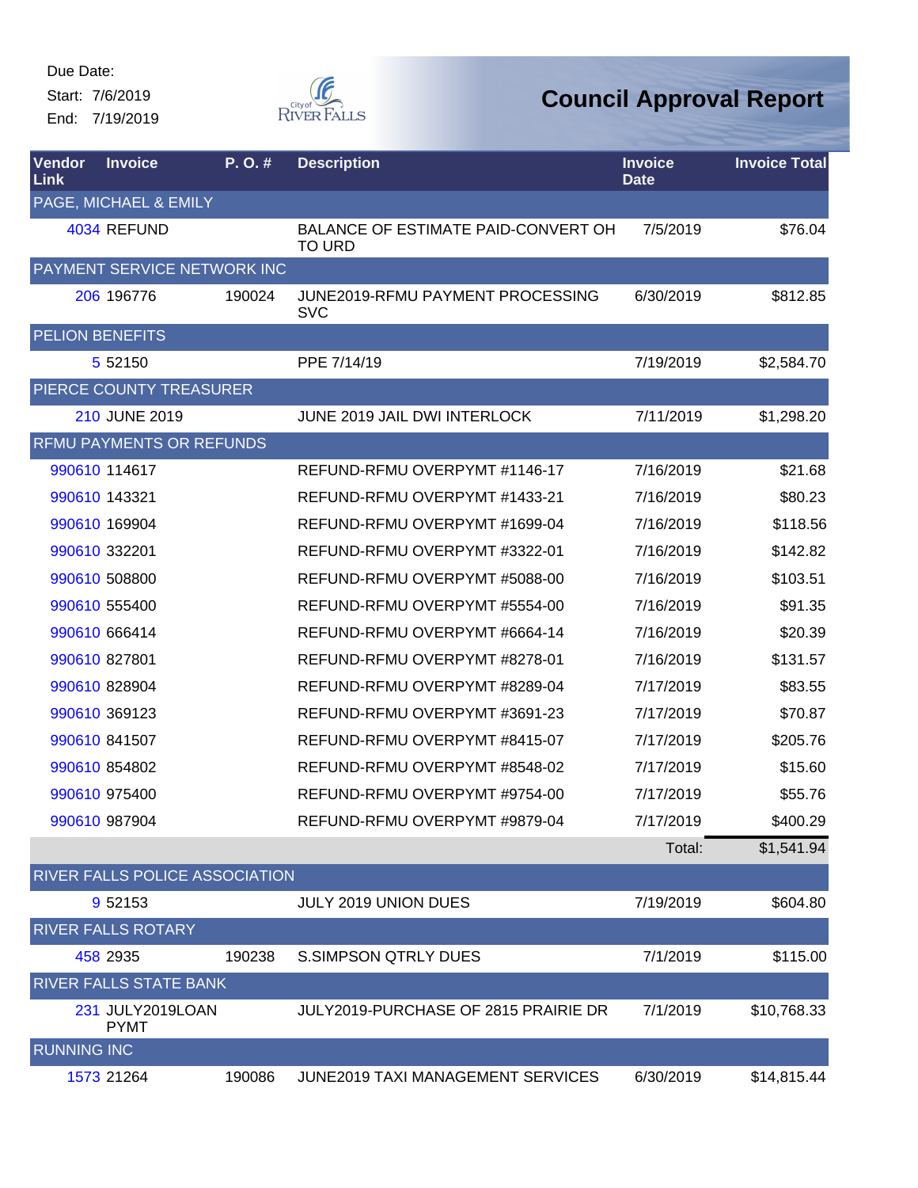Due Date:

Start: 7/6/2019

End: 7/19/2019

# Council Approval Report

| Vendor Link | Invoice | P. O. # | Description | Invoice Date | Invoice Total |
|---|---|---|---|---|---|
| PAGE, MICHAEL & EMILY | | | | | |
| 4034 | REFUND | | BALANCE OF ESTIMATE PAID-CONVERT OH TO URD | 7/5/2019 | $76.04 |
| PAYMENT SERVICE NETWORK INC | | | | | |
| 206 | 196776 | 190024 | JUNE2019-RFMU PAYMENT PROCESSING SVC | 6/30/2019 | $812.85 |
| PELION BENEFITS | | | | | |
| 5 | 52150 | | PPE 7/14/19 | 7/19/2019 | $2,584.70 |
| PIERCE COUNTY TREASURER | | | | | |
| 210 | JUNE 2019 | | JUNE 2019 JAIL DWI INTERLOCK | 7/11/2019 | $1,298.20 |
| RFMU PAYMENTS OR REFUNDS | | | | | |
| 990610 | 114617 | | REFUND-RFMU OVERPYMT #1146-17 | 7/16/2019 | $21.68 |
| 990610 | 143321 | | REFUND-RFMU OVERPYMT #1433-21 | 7/16/2019 | $80.23 |
| 990610 | 169904 | | REFUND-RFMU OVERPYMT #1699-04 | 7/16/2019 | $118.56 |
| 990610 | 332201 | | REFUND-RFMU OVERPYMT #3322-01 | 7/16/2019 | $142.82 |
| 990610 | 508800 | | REFUND-RFMU OVERPYMT #5088-00 | 7/16/2019 | $103.51 |
| 990610 | 555400 | | REFUND-RFMU OVERPYMT #5554-00 | 7/16/2019 | $91.35 |
| 990610 | 666414 | | REFUND-RFMU OVERPYMT #6664-14 | 7/16/2019 | $20.39 |
| 990610 | 827801 | | REFUND-RFMU OVERPYMT #8278-01 | 7/16/2019 | $131.57 |
| 990610 | 828904 | | REFUND-RFMU OVERPYMT #8289-04 | 7/17/2019 | $83.55 |
| 990610 | 369123 | | REFUND-RFMU OVERPYMT #3691-23 | 7/17/2019 | $70.87 |
| 990610 | 841507 | | REFUND-RFMU OVERPYMT #8415-07 | 7/17/2019 | $205.76 |
| 990610 | 854802 | | REFUND-RFMU OVERPYMT #8548-02 | 7/17/2019 | $15.60 |
| 990610 | 975400 | | REFUND-RFMU OVERPYMT #9754-00 | 7/17/2019 | $55.76 |
| 990610 | 987904 | | REFUND-RFMU OVERPYMT #9879-04 | 7/17/2019 | $400.29 |
| | | | | Total: | $1,541.94 |
| RIVER FALLS POLICE ASSOCIATION | | | | | |
| 9 | 52153 | | JULY 2019 UNION DUES | 7/19/2019 | $604.80 |
| RIVER FALLS ROTARY | | | | | |
| 458 | 2935 | 190238 | S.SIMPSON QTRLY DUES | 7/1/2019 | $115.00 |
| RIVER FALLS STATE BANK | | | | | |
| 231 | JULY2019LOAN PYMT | | JULY2019-PURCHASE OF 2815 PRAIRIE DR | 7/1/2019 | $10,768.33 |
| RUNNING INC | | | | | |
| 1573 | 21264 | 190086 | JUNE2019 TAXI MANAGEMENT SERVICES | 6/30/2019 | $14,815.44 |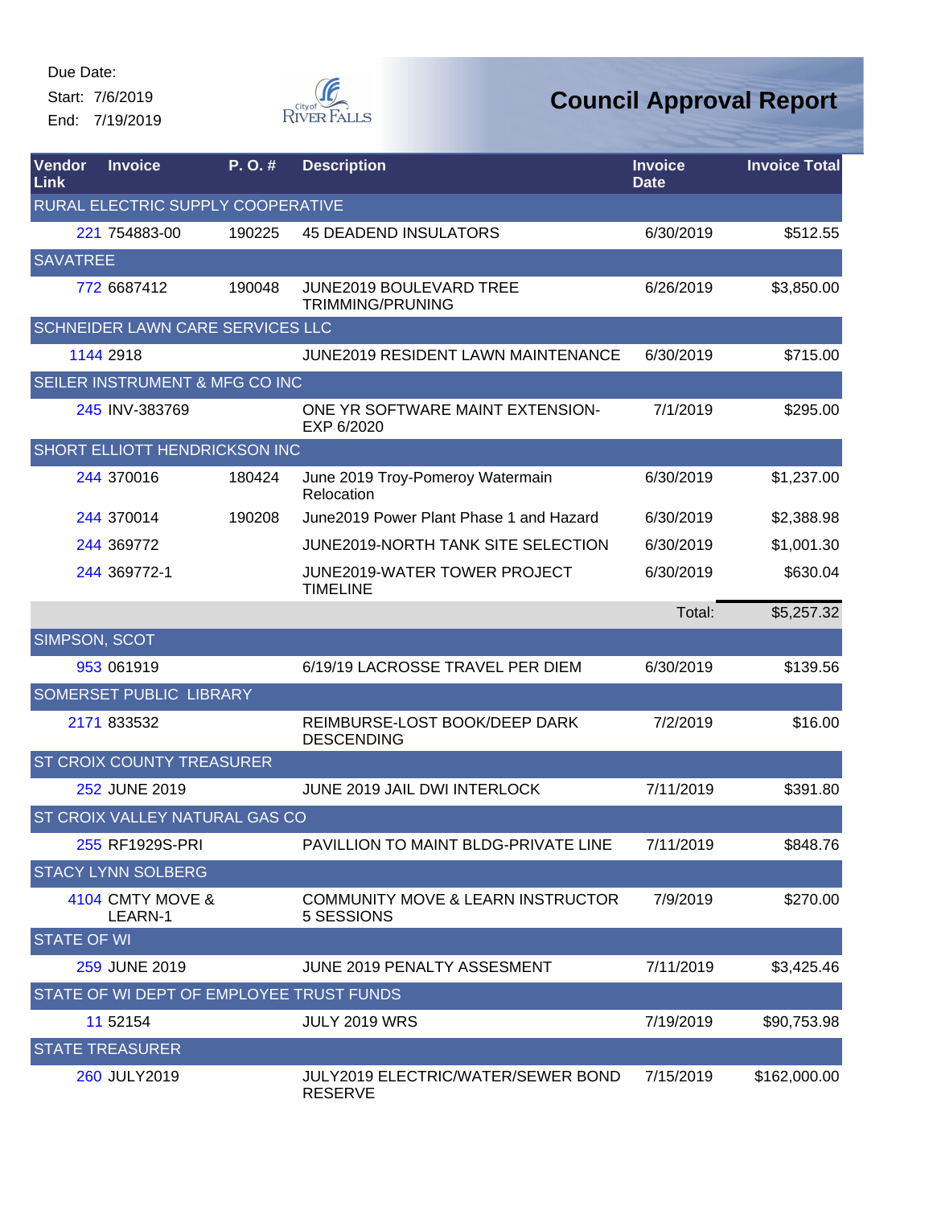Due Date:
Start: 7/6/2019
End: 7/19/2019

City of River Falls

# Council Approval Report

| Vendor Link | Invoice | P. O. # | Description | Invoice Date | Invoice Total |
|---|---|---|---|---|---|
| RURAL ELECTRIC SUPPLY COOPERATIVE | | | | | |
| 221 | 754883-00 | 190225 | 45 DEADEND INSULATORS | 6/30/2019 | $512.55 |
| SAVATREE | | | | | |
| 772 | 6687412 | 190048 | JUNE2019 BOULEVARD TREE TRIMMING/PRUNING | 6/26/2019 | $3,850.00 |
| SCHNEIDER LAWN CARE SERVICES LLC | | | | | |
| 1144 | 2918 | | JUNE2019 RESIDENT LAWN MAINTENANCE | 6/30/2019 | $715.00 |
| SEILER INSTRUMENT & MFG CO INC | | | | | |
| 245 | INV-383769 | | ONE YR SOFTWARE MAINT EXTENSION-EXP 6/2020 | 7/1/2019 | $295.00 |
| SHORT ELLIOTT HENDRICKSON INC | | | | | |
| 244 | 370016 | 180424 | June 2019 Troy-Pomeroy Watermain Relocation | 6/30/2019 | $1,237.00 |
| 244 | 370014 | 190208 | June2019 Power Plant Phase 1 and Hazard | 6/30/2019 | $2,388.98 |
| 244 | 369772 | | JUNE2019-NORTH TANK SITE SELECTION | 6/30/2019 | $1,001.30 |
| 244 | 369772-1 | | JUNE2019-WATER TOWER PROJECT TIMELINE | 6/30/2019 | $630.04 |
| | | | | Total: | $5,257.32 |
| SIMPSON, SCOT | | | | | |
| 953 | 061919 | | 6/19/19 LACROSSE TRAVEL PER DIEM | 6/30/2019 | $139.56 |
| SOMERSET PUBLIC LIBRARY | | | | | |
| 2171 | 833532 | | REIMBURSE-LOST BOOK/DEEP DARK DESCENDING | 7/2/2019 | $16.00 |
| ST CROIX COUNTY TREASURER | | | | | |
| 252 | JUNE 2019 | | JUNE 2019 JAIL DWI INTERLOCK | 7/11/2019 | $391.80 |
| ST CROIX VALLEY NATURAL GAS CO | | | | | |
| 255 | RF1929S-PRI | | PAVILLION TO MAINT BLDG-PRIVATE LINE | 7/11/2019 | $848.76 |
| STACY LYNN SOLBERG | | | | | |
| 4104 | CMTY MOVE & LEARN-1 | | COMMUNITY MOVE & LEARN INSTRUCTOR 5 SESSIONS | 7/9/2019 | $270.00 |
| STATE OF WI | | | | | |
| 259 | JUNE 2019 | | JUNE 2019 PENALTY ASSESMENT | 7/11/2019 | $3,425.46 |
| STATE OF WI DEPT OF EMPLOYEE TRUST FUNDS | | | | | |
| 11 | 52154 | | JULY 2019 WRS | 7/19/2019 | $90,753.98 |
| STATE TREASURER | | | | | |
| 260 | JULY2019 | | JULY2019 ELECTRIC/WATER/SEWER BOND RESERVE | 7/15/2019 | $162,000.00 |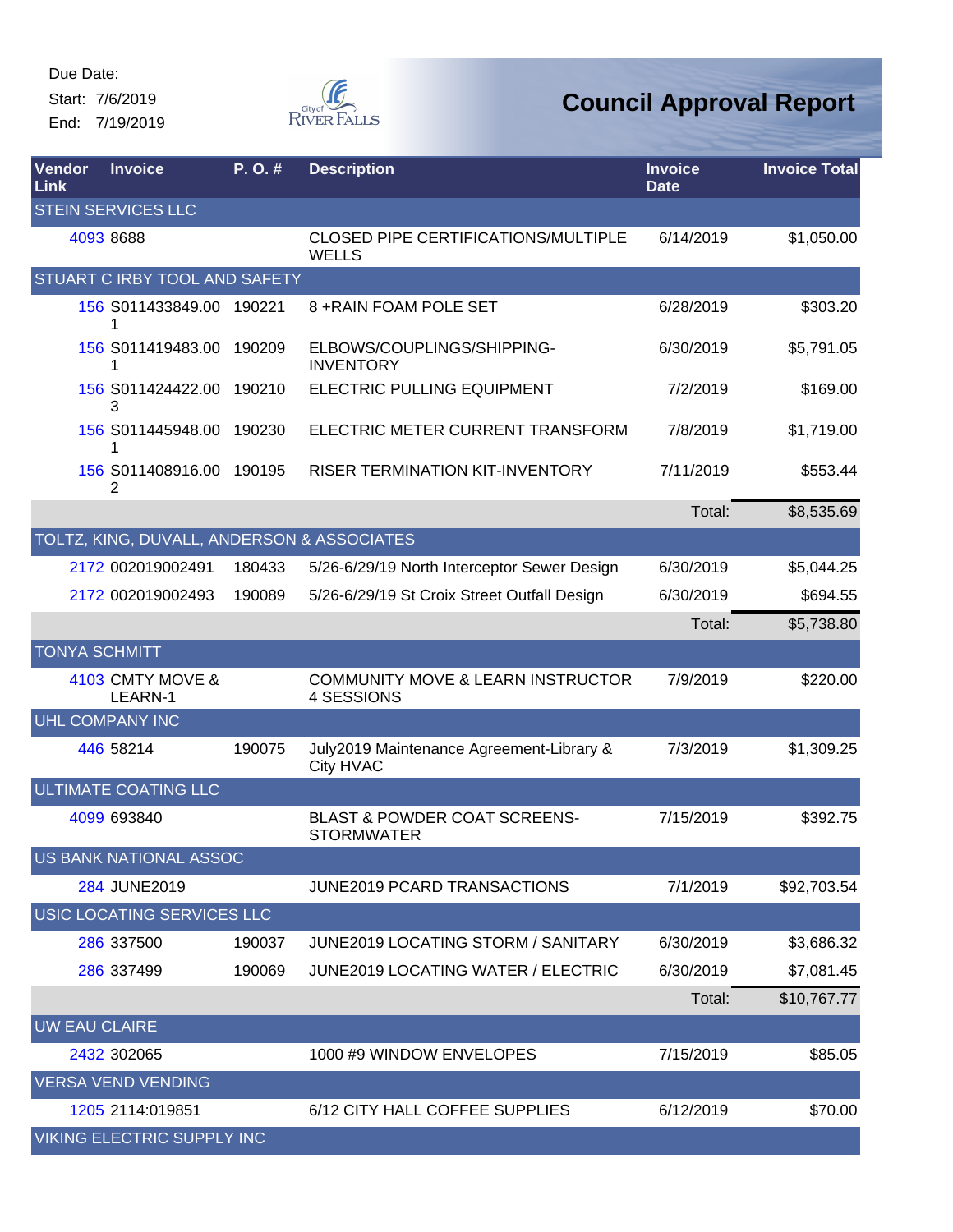Due Date:

Start: 7/6/2019

End: 7/19/2019

# Council Approval Report

| Vendor Link | Invoice | P. O. # | Description | Invoice Date | Invoice Total |
|---|---|---|---|---|---|
| STEIN SERVICES LLC | | | | | |
| 4093 | 8688 | | CLOSED PIPE CERTIFICATIONS/MULTIPLE WELLS | 6/14/2019 | $1,050.00 |
| STUART C IRBY TOOL AND SAFETY | | | | | |
| 156 | S011433849.001 | 190221 | 8 +RAIN FOAM POLE SET | 6/28/2019 | $303.20 |
| 156 | S011419483.001 | 190209 | ELBOWS/COUPLINGS/SHIPPING-INVENTORY | 6/30/2019 | $5,791.05 |
| 156 | S011424422.003 | 190210 | ELECTRIC PULLING EQUIPMENT | 7/2/2019 | $169.00 |
| 156 | S011445948.001 | 190230 | ELECTRIC METER CURRENT TRANSFORM | 7/8/2019 | $1,719.00 |
| 156 | S011408916.002 | 190195 | RISER TERMINATION KIT-INVENTORY | 7/11/2019 | $553.44 |
| | | | | Total: | $8,535.69 |
| TOLTZ, KING, DUVALL, ANDERSON & ASSOCIATES | | | | | |
| 2172 | 002019002491 | 180433 | 5/26-6/29/19 North Interceptor Sewer Design | 6/30/2019 | $5,044.25 |
| 2172 | 002019002493 | 190089 | 5/26-6/29/19 St Croix Street Outfall Design | 6/30/2019 | $694.55 |
| | | | | Total: | $5,738.80 |
| TONYA SCHMITT | | | | | |
| 4103 | CMTY MOVE & LEARN-1 | | COMMUNITY MOVE & LEARN INSTRUCTOR 4 SESSIONS | 7/9/2019 | $220.00 |
| UHL COMPANY INC | | | | | |
| 446 | 58214 | 190075 | July2019 Maintenance Agreement-Library & City HVAC | 7/3/2019 | $1,309.25 |
| ULTIMATE COATING LLC | | | | | |
| 4099 | 693840 | | BLAST & POWDER COAT SCREENS-STORMWATER | 7/15/2019 | $392.75 |
| US BANK NATIONAL ASSOC | | | | | |
| 284 | JUNE2019 | | JUNE2019 PCARD TRANSACTIONS | 7/1/2019 | $92,703.54 |
| USIC LOCATING SERVICES LLC | | | | | |
| 286 | 337500 | 190037 | JUNE2019 LOCATING STORM / SANITARY | 6/30/2019 | $3,686.32 |
| 286 | 337499 | 190069 | JUNE2019 LOCATING WATER / ELECTRIC | 6/30/2019 | $7,081.45 |
| | | | | Total: | $10,767.77 |
| UW EAU CLAIRE | | | | | |
| 2432 | 302065 | | 1000 #9 WINDOW ENVELOPES | 7/15/2019 | $85.05 |
| VERSA VEND VENDING | | | | | |
| 1205 | 2114:019851 | | 6/12 CITY HALL COFFEE SUPPLIES | 6/12/2019 | $70.00 |
| VIKING ELECTRIC SUPPLY INC | | | | | |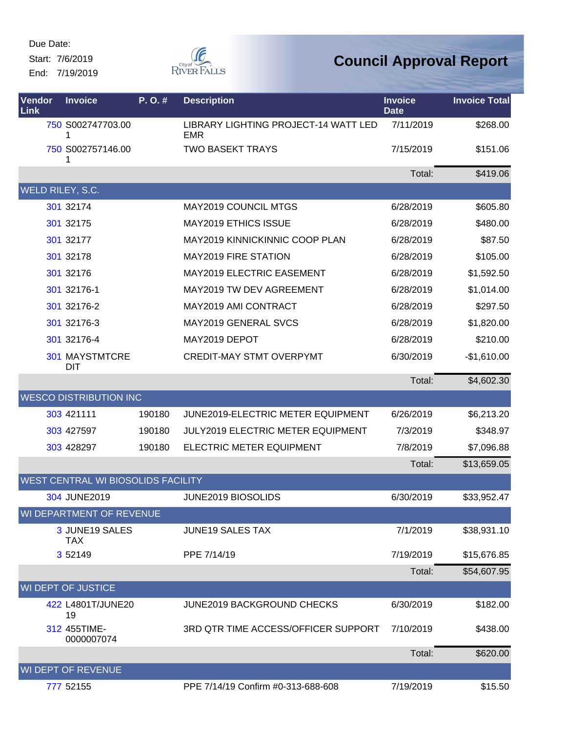Due Date:

Start: 7/6/2019

End: 7/19/2019

# Council Approval Report

| Vendor Link | Invoice | P. O. # | Description | Invoice Date | Invoice Total |
|---|---|---|---|---|---|
| 750 | S002747703.001 | | LIBRARY LIGHTING PROJECT-14 WATT LED EMR | 7/11/2019 | $268.00 |
| 750 | S002757146.001 | | TWO BASEKT TRAYS | 7/15/2019 | $151.06 |
| | | | | Total: | $419.06 |
| WELD RILEY, S.C. | | | | | |
| 301 | 32174 | | MAY2019 COUNCIL MTGS | 6/28/2019 | $605.80 |
| 301 | 32175 | | MAY2019 ETHICS ISSUE | 6/28/2019 | $480.00 |
| 301 | 32177 | | MAY2019 KINNICKINNIC COOP PLAN | 6/28/2019 | $87.50 |
| 301 | 32178 | | MAY2019 FIRE STATION | 6/28/2019 | $105.00 |
| 301 | 32176 | | MAY2019 ELECTRIC EASEMENT | 6/28/2019 | $1,592.50 |
| 301 | 32176-1 | | MAY2019 TW DEV AGREEMENT | 6/28/2019 | $1,014.00 |
| 301 | 32176-2 | | MAY2019 AMI CONTRACT | 6/28/2019 | $297.50 |
| 301 | 32176-3 | | MAY2019 GENERAL SVCS | 6/28/2019 | $1,820.00 |
| 301 | 32176-4 | | MAY2019 DEPOT | 6/28/2019 | $210.00 |
| 301 | MAYSTMTCREDIT | | CREDIT-MAY STMT OVERPYMT | 6/30/2019 | -$1,610.00 |
| | | | | Total: | $4,602.30 |
| WESCO DISTRIBUTION INC | | | | | |
| 303 | 421111 | 190180 | JUNE2019-ELECTRIC METER EQUIPMENT | 6/26/2019 | $6,213.20 |
| 303 | 427597 | 190180 | JULY2019 ELECTRIC METER EQUIPMENT | 7/3/2019 | $348.97 |
| 303 | 428297 | 190180 | ELECTRIC METER EQUIPMENT | 7/8/2019 | $7,096.88 |
| | | | | Total: | $13,659.05 |
| WEST CENTRAL WI BIOSOLIDS FACILITY | | | | | |
| 304 | JUNE2019 | | JUNE2019 BIOSOLIDS | 6/30/2019 | $33,952.47 |
| WI DEPARTMENT OF REVENUE | | | | | |
| 3 | JUNE19 SALES TAX | | JUNE19 SALES TAX | 7/1/2019 | $38,931.10 |
| 3 | 52149 | | PPE 7/14/19 | 7/19/2019 | $15,676.85 |
| | | | | Total: | $54,607.95 |
| WI DEPT OF JUSTICE | | | | | |
| 422 | L4801T/JUNE2019 | | JUNE2019 BACKGROUND CHECKS | 6/30/2019 | $182.00 |
| 312 | 455TIME-0000007074 | | 3RD QTR TIME ACCESS/OFFICER SUPPORT | 7/10/2019 | $438.00 |
| | | | | Total: | $620.00 |
| WI DEPT OF REVENUE | | | | | |
| 777 | 52155 | | PPE 7/14/19 Confirm #0-313-688-608 | 7/19/2019 | $15.50 |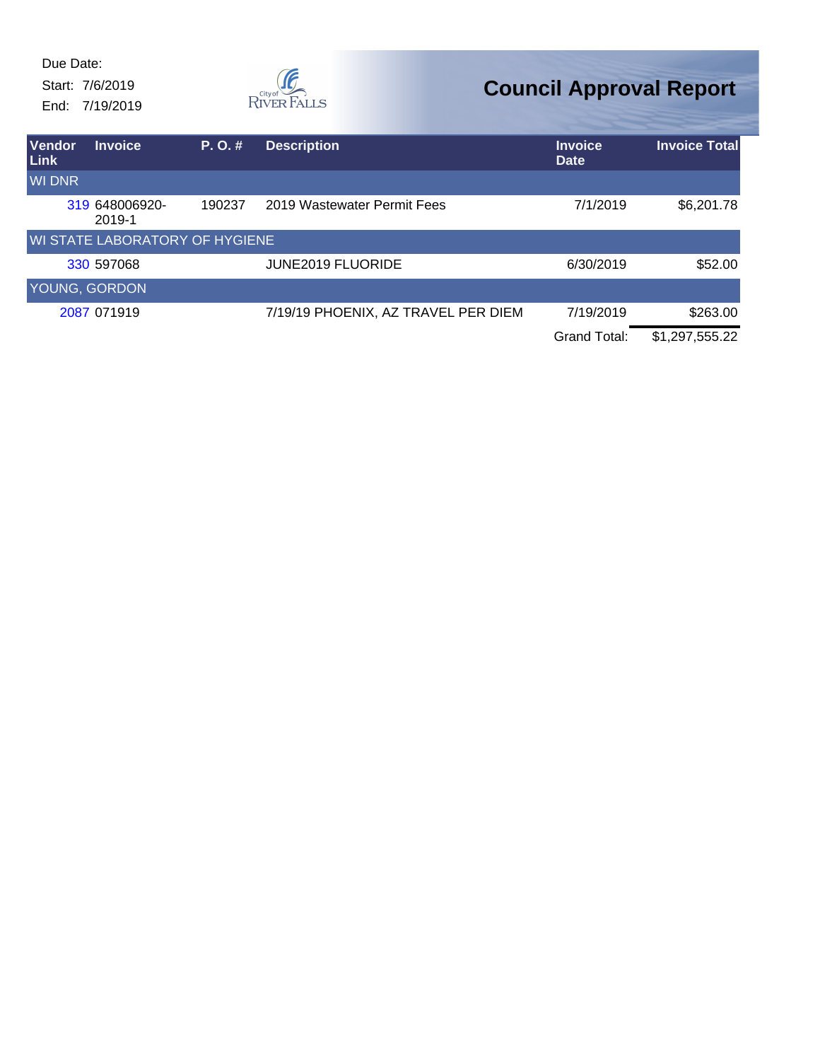Due Date:

Start: 7/6/2019

End: 7/19/2019

# Council Approval Report

| Vendor Link | Invoice | P. O. # | Description | Invoice Date | Invoice Total |
|---|---|---|---|---|---|
| WI DNR | | | | | |
| 319 | 648006920-2019-1 | 190237 | 2019 Wastewater Permit Fees | 7/1/2019 | $6,201.78 |
| WI STATE LABORATORY OF HYGIENE | | | | | |
| 330 | 597068 | | JUNE2019 FLUORIDE | 6/30/2019 | $52.00 |
| YOUNG, GORDON | | | | | |
| 2087 | 071919 | | 7/19/19 PHOENIX, AZ TRAVEL PER DIEM | 7/19/2019 | $263.00 |
| | | | | Grand Total: | $1,297,555.22 |